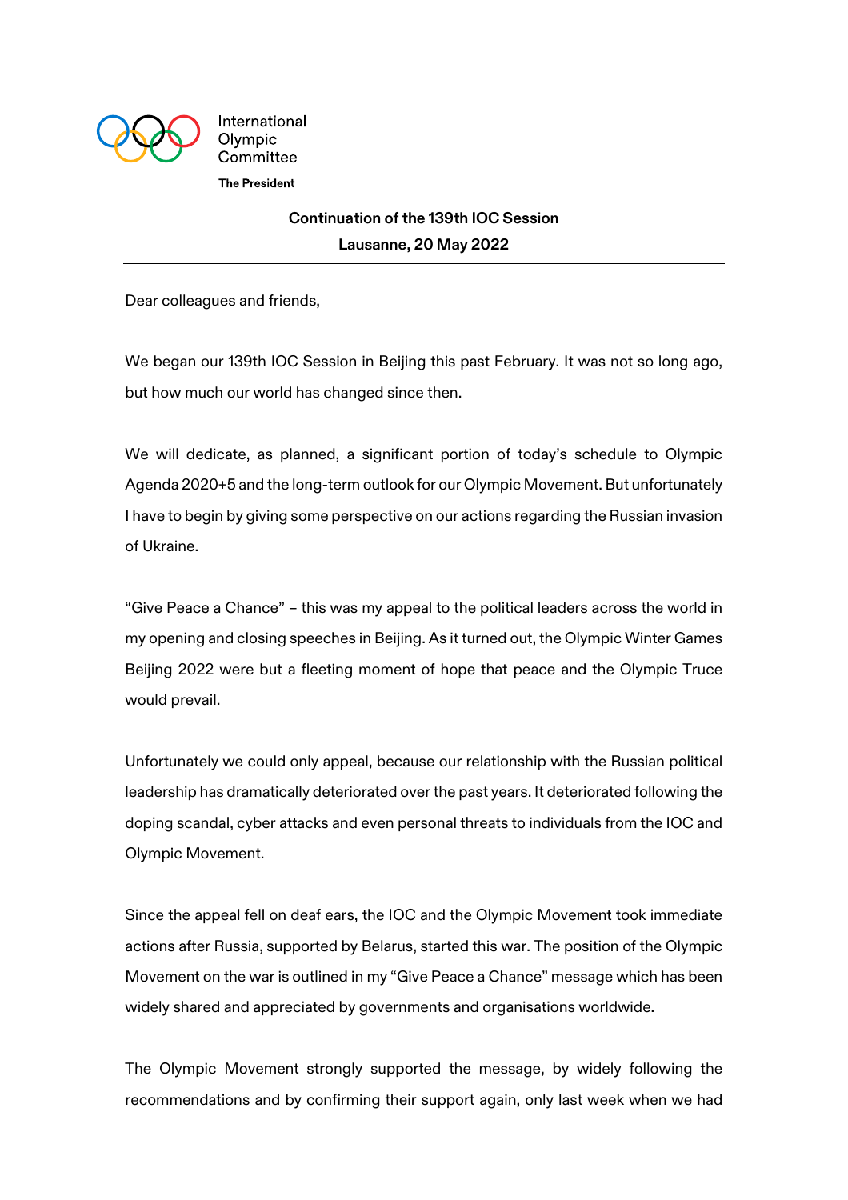International Olympic Committee

**The President**

**Continuation of the 139th IOC Session**
**Lausanne, 20 May 2022**

---

Dear colleagues and friends,

We began our 139th IOC Session in Beijing this past February. It was not so long ago, but how much our world has changed since then.

We will dedicate, as planned, a significant portion of today's schedule to Olympic Agenda 2020+5 and the long-term outlook for our Olympic Movement. But unfortunately I have to begin by giving some perspective on our actions regarding the Russian invasion of Ukraine.

"Give Peace a Chance" – this was my appeal to the political leaders across the world in my opening and closing speeches in Beijing. As it turned out, the Olympic Winter Games Beijing 2022 were but a fleeting moment of hope that peace and the Olympic Truce would prevail.

Unfortunately we could only appeal, because our relationship with the Russian political leadership has dramatically deteriorated over the past years. It deteriorated following the doping scandal, cyber attacks and even personal threats to individuals from the IOC and Olympic Movement.

Since the appeal fell on deaf ears, the IOC and the Olympic Movement took immediate actions after Russia, supported by Belarus, started this war. The position of the Olympic Movement on the war is outlined in my "Give Peace a Chance" message which has been widely shared and appreciated by governments and organisations worldwide.

The Olympic Movement strongly supported the message, by widely following the recommendations and by confirming their support again, only last week when we had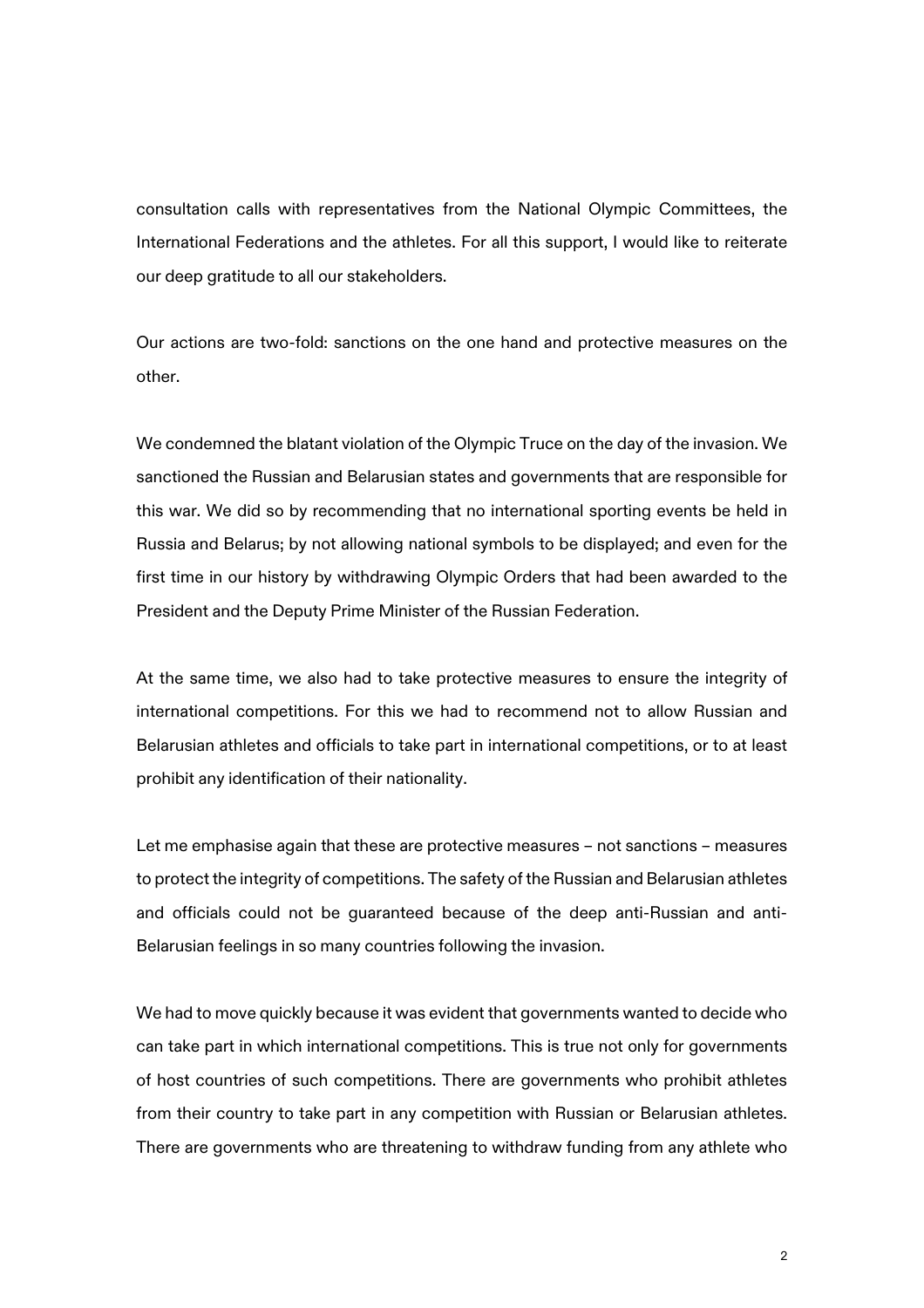consultation calls with representatives from the National Olympic Committees, the International Federations and the athletes. For all this support, I would like to reiterate our deep gratitude to all our stakeholders.

Our actions are two-fold: sanctions on the one hand and protective measures on the other.

We condemned the blatant violation of the Olympic Truce on the day of the invasion. We sanctioned the Russian and Belarusian states and governments that are responsible for this war. We did so by recommending that no international sporting events be held in Russia and Belarus; by not allowing national symbols to be displayed; and even for the first time in our history by withdrawing Olympic Orders that had been awarded to the President and the Deputy Prime Minister of the Russian Federation.

At the same time, we also had to take protective measures to ensure the integrity of international competitions. For this we had to recommend not to allow Russian and Belarusian athletes and officials to take part in international competitions, or to at least prohibit any identification of their nationality.

Let me emphasise again that these are protective measures – not sanctions – measures to protect the integrity of competitions. The safety of the Russian and Belarusian athletes and officials could not be guaranteed because of the deep anti-Russian and anti-Belarusian feelings in so many countries following the invasion.

We had to move quickly because it was evident that governments wanted to decide who can take part in which international competitions. This is true not only for governments of host countries of such competitions. There are governments who prohibit athletes from their country to take part in any competition with Russian or Belarusian athletes. There are governments who are threatening to withdraw funding from any athlete who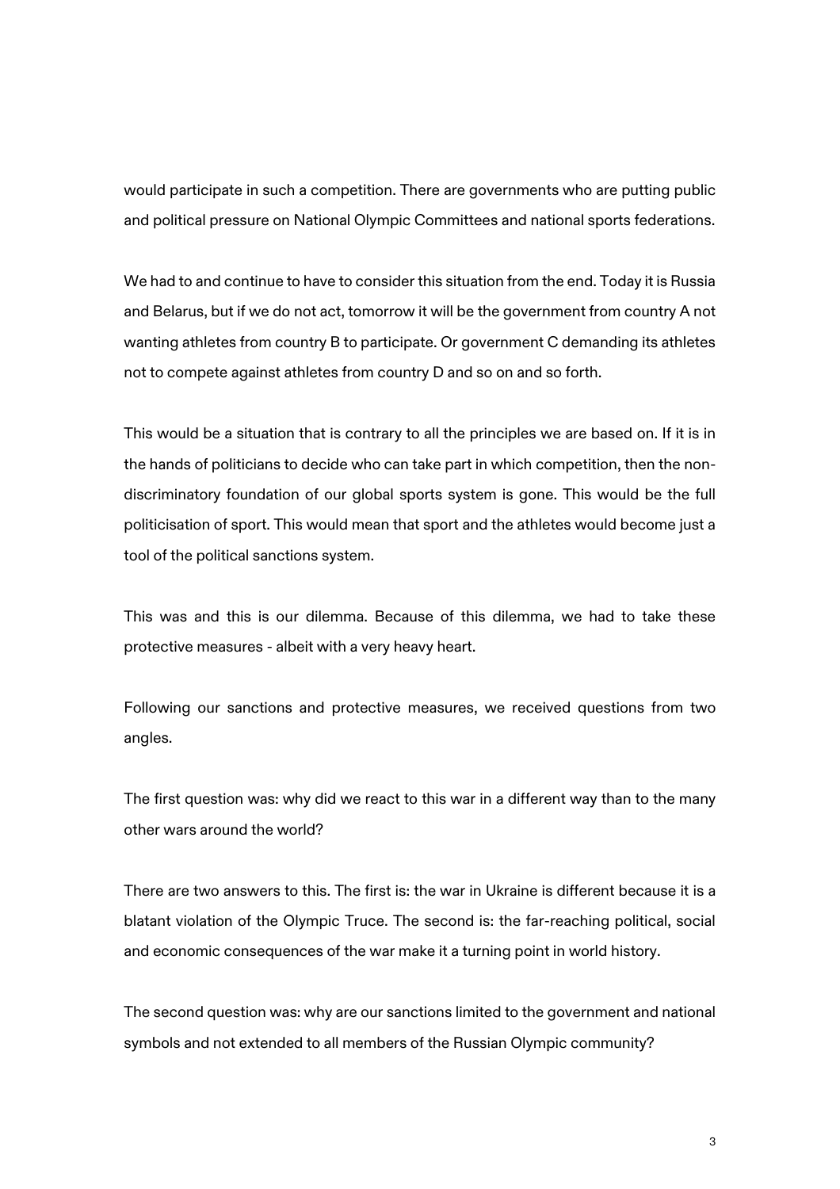would participate in such a competition. There are governments who are putting public and political pressure on National Olympic Committees and national sports federations.

We had to and continue to have to consider this situation from the end. Today it is Russia and Belarus, but if we do not act, tomorrow it will be the government from country A not wanting athletes from country B to participate. Or government C demanding its athletes not to compete against athletes from country D and so on and so forth.

This would be a situation that is contrary to all the principles we are based on. If it is in the hands of politicians to decide who can take part in which competition, then the non-discriminatory foundation of our global sports system is gone. This would be the full politicisation of sport. This would mean that sport and the athletes would become just a tool of the political sanctions system.

This was and this is our dilemma. Because of this dilemma, we had to take these protective measures - albeit with a very heavy heart.

Following our sanctions and protective measures, we received questions from two angles.

The first question was: why did we react to this war in a different way than to the many other wars around the world?

There are two answers to this. The first is: the war in Ukraine is different because it is a blatant violation of the Olympic Truce. The second is: the far-reaching political, social and economic consequences of the war make it a turning point in world history.

The second question was: why are our sanctions limited to the government and national symbols and not extended to all members of the Russian Olympic community?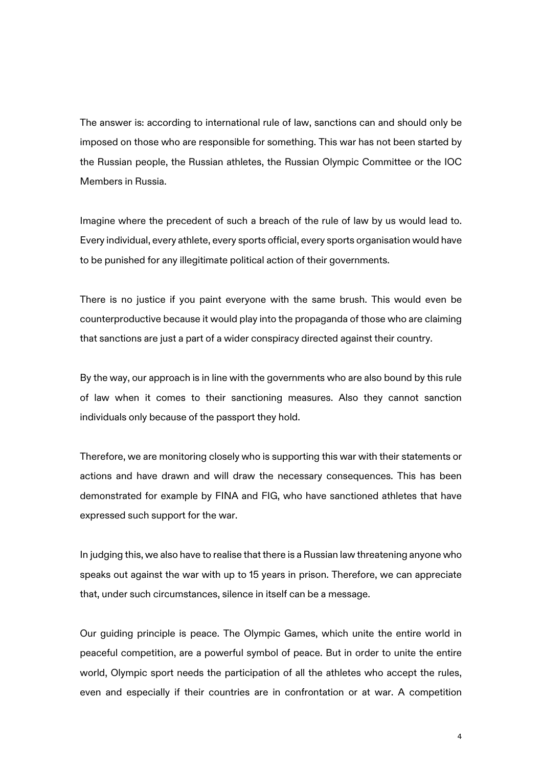The answer is: according to international rule of law, sanctions can and should only be imposed on those who are responsible for something. This war has not been started by the Russian people, the Russian athletes, the Russian Olympic Committee or the IOC Members in Russia.

Imagine where the precedent of such a breach of the rule of law by us would lead to. Every individual, every athlete, every sports official, every sports organisation would have to be punished for any illegitimate political action of their governments.

There is no justice if you paint everyone with the same brush. This would even be counterproductive because it would play into the propaganda of those who are claiming that sanctions are just a part of a wider conspiracy directed against their country.

By the way, our approach is in line with the governments who are also bound by this rule of law when it comes to their sanctioning measures. Also they cannot sanction individuals only because of the passport they hold.

Therefore, we are monitoring closely who is supporting this war with their statements or actions and have drawn and will draw the necessary consequences. This has been demonstrated for example by FINA and FIG, who have sanctioned athletes that have expressed such support for the war.

In judging this, we also have to realise that there is a Russian law threatening anyone who speaks out against the war with up to 15 years in prison. Therefore, we can appreciate that, under such circumstances, silence in itself can be a message.

Our guiding principle is peace. The Olympic Games, which unite the entire world in peaceful competition, are a powerful symbol of peace. But in order to unite the entire world, Olympic sport needs the participation of all the athletes who accept the rules, even and especially if their countries are in confrontation or at war. A competition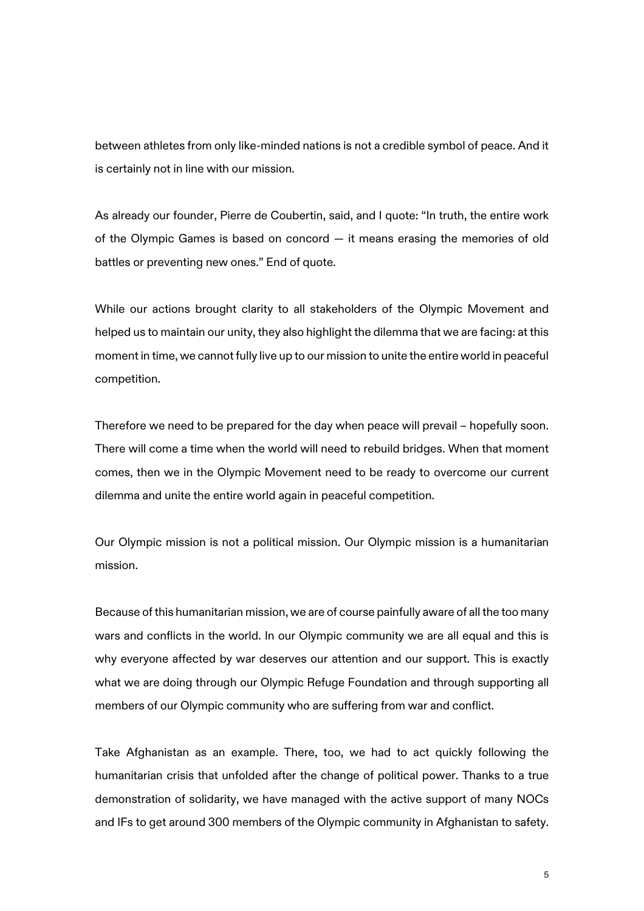between athletes from only like-minded nations is not a credible symbol of peace. And it is certainly not in line with our mission.

As already our founder, Pierre de Coubertin, said, and I quote: “In truth, the entire work of the Olympic Games is based on concord — it means erasing the memories of old battles or preventing new ones.” End of quote.

While our actions brought clarity to all stakeholders of the Olympic Movement and helped us to maintain our unity, they also highlight the dilemma that we are facing: at this moment in time, we cannot fully live up to our mission to unite the entire world in peaceful competition.

Therefore we need to be prepared for the day when peace will prevail – hopefully soon. There will come a time when the world will need to rebuild bridges. When that moment comes, then we in the Olympic Movement need to be ready to overcome our current dilemma and unite the entire world again in peaceful competition.

Our Olympic mission is not a political mission. Our Olympic mission is a humanitarian mission.

Because of this humanitarian mission, we are of course painfully aware of all the too many wars and conflicts in the world. In our Olympic community we are all equal and this is why everyone affected by war deserves our attention and our support. This is exactly what we are doing through our Olympic Refuge Foundation and through supporting all members of our Olympic community who are suffering from war and conflict.

Take Afghanistan as an example. There, too, we had to act quickly following the humanitarian crisis that unfolded after the change of political power. Thanks to a true demonstration of solidarity, we have managed with the active support of many NOCs and IFs to get around 300 members of the Olympic community in Afghanistan to safety.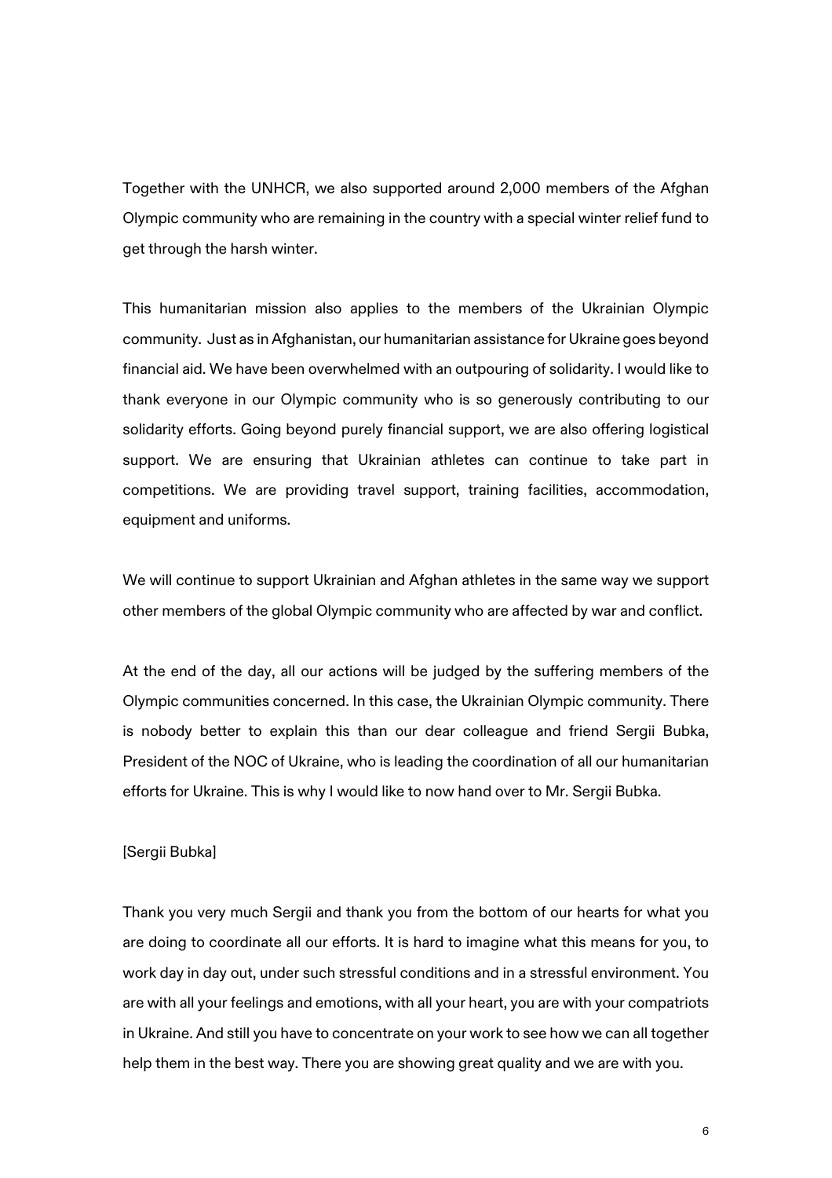Together with the UNHCR, we also supported around 2,000 members of the Afghan Olympic community who are remaining in the country with a special winter relief fund to get through the harsh winter.

This humanitarian mission also applies to the members of the Ukrainian Olympic community. Just as in Afghanistan, our humanitarian assistance for Ukraine goes beyond financial aid. We have been overwhelmed with an outpouring of solidarity. I would like to thank everyone in our Olympic community who is so generously contributing to our solidarity efforts. Going beyond purely financial support, we are also offering logistical support. We are ensuring that Ukrainian athletes can continue to take part in competitions. We are providing travel support, training facilities, accommodation, equipment and uniforms.

We will continue to support Ukrainian and Afghan athletes in the same way we support other members of the global Olympic community who are affected by war and conflict.

At the end of the day, all our actions will be judged by the suffering members of the Olympic communities concerned. In this case, the Ukrainian Olympic community. There is nobody better to explain this than our dear colleague and friend Sergii Bubka, President of the NOC of Ukraine, who is leading the coordination of all our humanitarian efforts for Ukraine. This is why I would like to now hand over to Mr. Sergii Bubka.

[Sergii Bubka]

Thank you very much Sergii and thank you from the bottom of our hearts for what you are doing to coordinate all our efforts. It is hard to imagine what this means for you, to work day in day out, under such stressful conditions and in a stressful environment. You are with all your feelings and emotions, with all your heart, you are with your compatriots in Ukraine. And still you have to concentrate on your work to see how we can all together help them in the best way. There you are showing great quality and we are with you.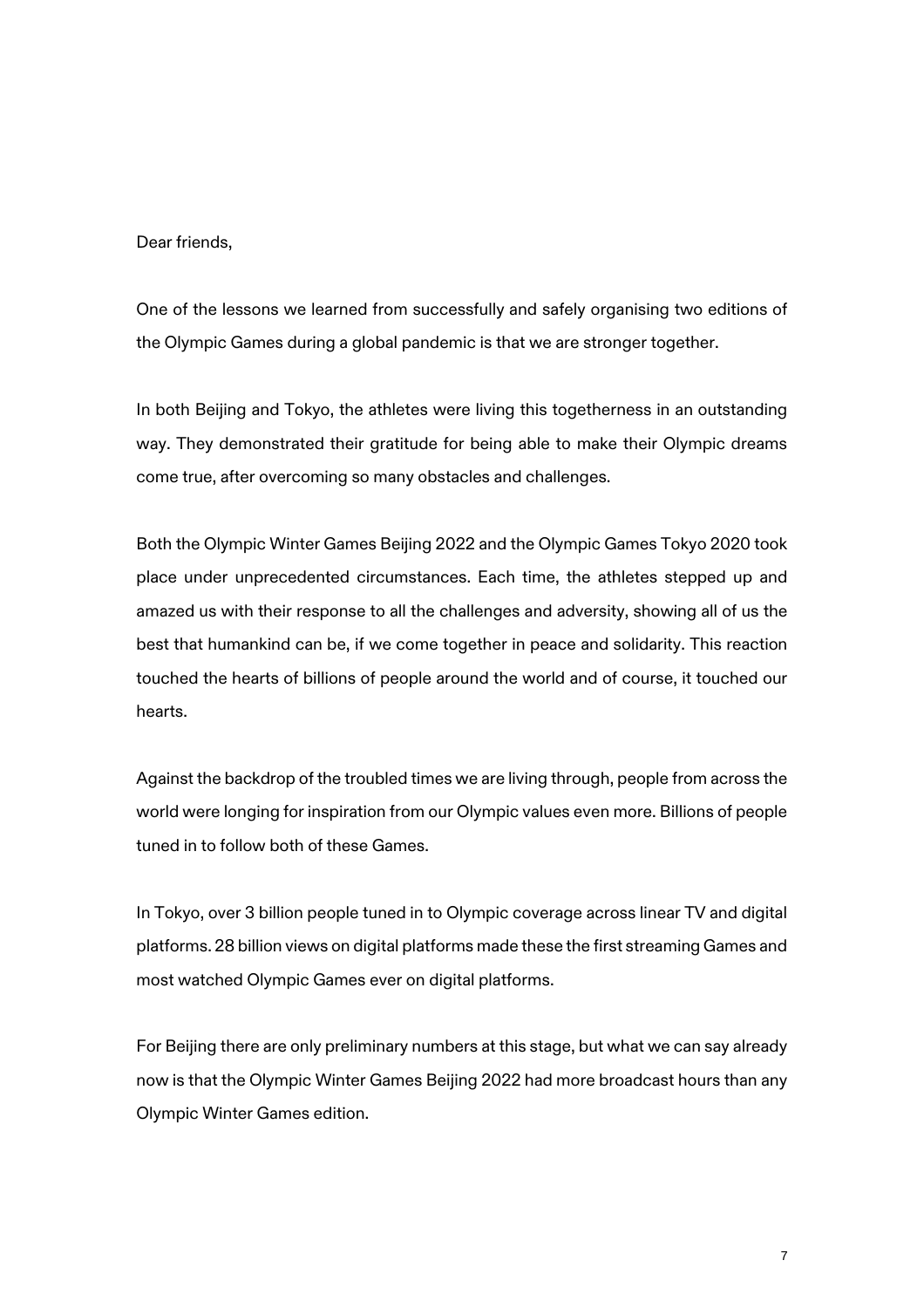Dear friends,

One of the lessons we learned from successfully and safely organising two editions of the Olympic Games during a global pandemic is that we are stronger together.

In both Beijing and Tokyo, the athletes were living this togetherness in an outstanding way. They demonstrated their gratitude for being able to make their Olympic dreams come true, after overcoming so many obstacles and challenges.

Both the Olympic Winter Games Beijing 2022 and the Olympic Games Tokyo 2020 took place under unprecedented circumstances. Each time, the athletes stepped up and amazed us with their response to all the challenges and adversity, showing all of us the best that humankind can be, if we come together in peace and solidarity. This reaction touched the hearts of billions of people around the world and of course, it touched our hearts.

Against the backdrop of the troubled times we are living through, people from across the world were longing for inspiration from our Olympic values even more. Billions of people tuned in to follow both of these Games.

In Tokyo, over 3 billion people tuned in to Olympic coverage across linear TV and digital platforms. 28 billion views on digital platforms made these the first streaming Games and most watched Olympic Games ever on digital platforms.

For Beijing there are only preliminary numbers at this stage, but what we can say already now is that the Olympic Winter Games Beijing 2022 had more broadcast hours than any Olympic Winter Games edition.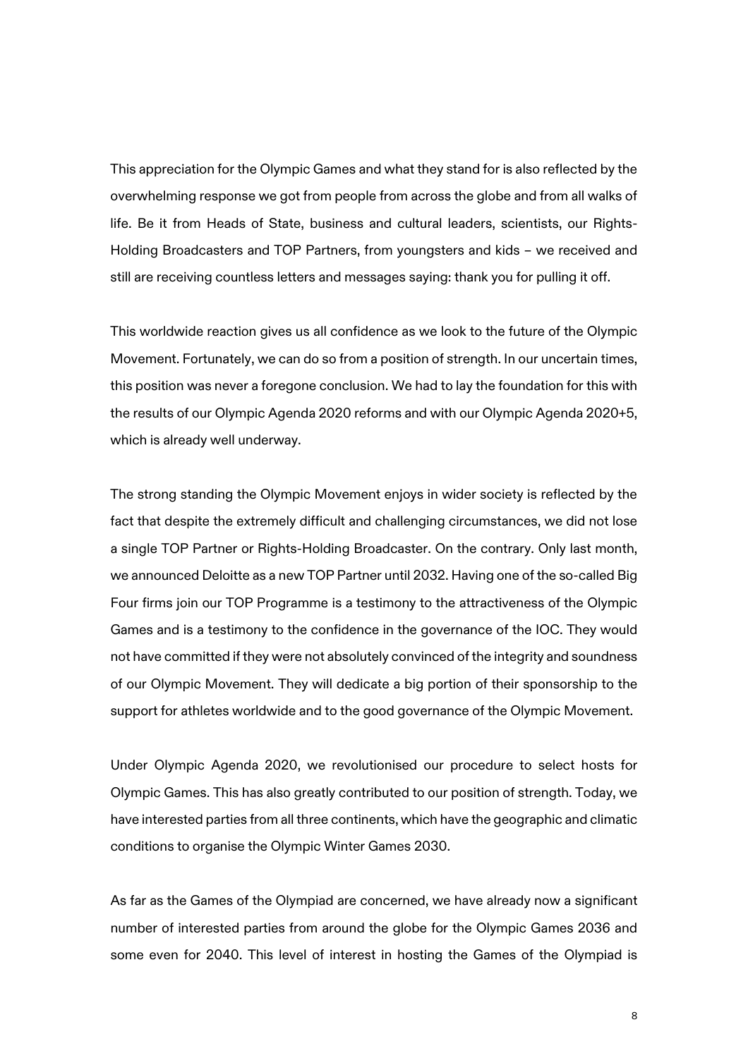This appreciation for the Olympic Games and what they stand for is also reflected by the overwhelming response we got from people from across the globe and from all walks of life. Be it from Heads of State, business and cultural leaders, scientists, our Rights-Holding Broadcasters and TOP Partners, from youngsters and kids – we received and still are receiving countless letters and messages saying: thank you for pulling it off.

This worldwide reaction gives us all confidence as we look to the future of the Olympic Movement. Fortunately, we can do so from a position of strength. In our uncertain times, this position was never a foregone conclusion. We had to lay the foundation for this with the results of our Olympic Agenda 2020 reforms and with our Olympic Agenda 2020+5, which is already well underway.

The strong standing the Olympic Movement enjoys in wider society is reflected by the fact that despite the extremely difficult and challenging circumstances, we did not lose a single TOP Partner or Rights-Holding Broadcaster. On the contrary. Only last month, we announced Deloitte as a new TOP Partner until 2032. Having one of the so-called Big Four firms join our TOP Programme is a testimony to the attractiveness of the Olympic Games and is a testimony to the confidence in the governance of the IOC. They would not have committed if they were not absolutely convinced of the integrity and soundness of our Olympic Movement. They will dedicate a big portion of their sponsorship to the support for athletes worldwide and to the good governance of the Olympic Movement.

Under Olympic Agenda 2020, we revolutionised our procedure to select hosts for Olympic Games. This has also greatly contributed to our position of strength. Today, we have interested parties from all three continents, which have the geographic and climatic conditions to organise the Olympic Winter Games 2030.

As far as the Games of the Olympiad are concerned, we have already now a significant number of interested parties from around the globe for the Olympic Games 2036 and some even for 2040. This level of interest in hosting the Games of the Olympiad is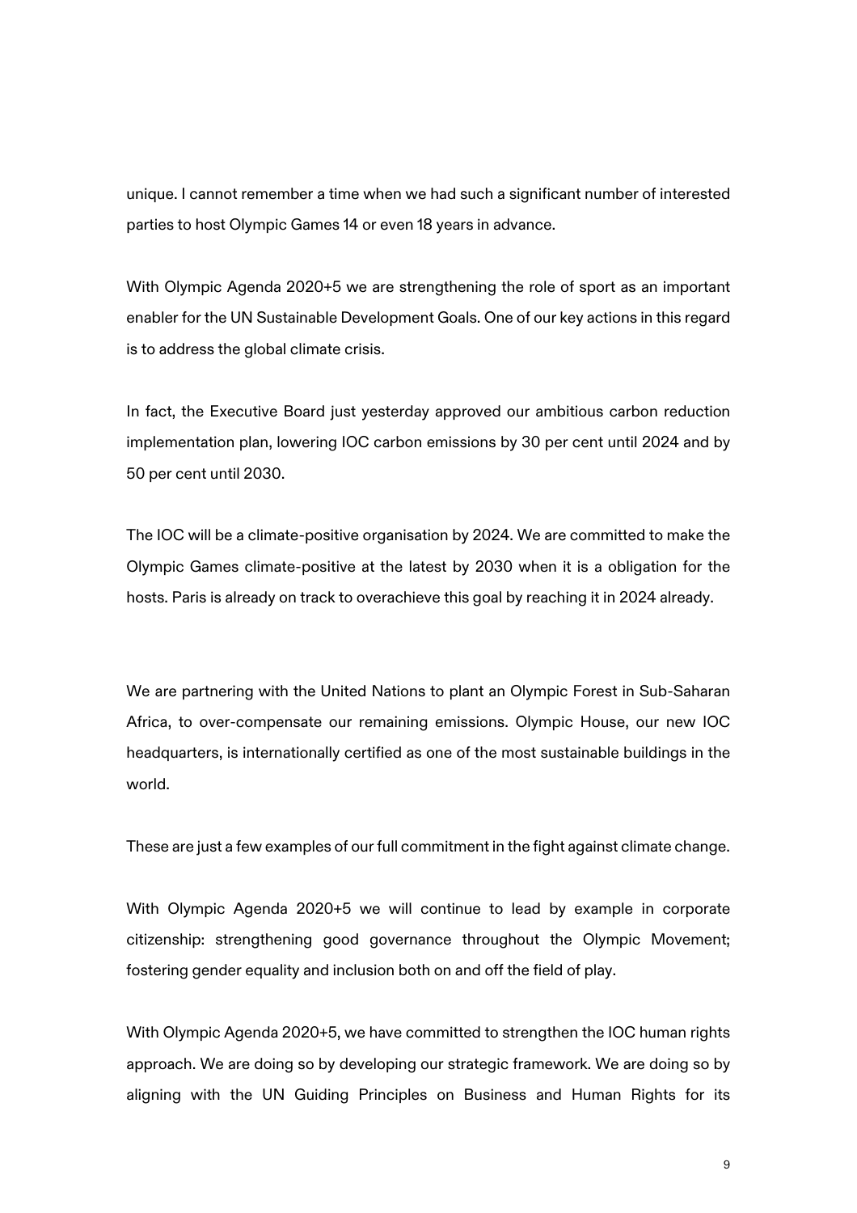unique. I cannot remember a time when we had such a significant number of interested parties to host Olympic Games 14 or even 18 years in advance.

With Olympic Agenda 2020+5 we are strengthening the role of sport as an important enabler for the UN Sustainable Development Goals. One of our key actions in this regard is to address the global climate crisis.

In fact, the Executive Board just yesterday approved our ambitious carbon reduction implementation plan, lowering IOC carbon emissions by 30 per cent until 2024 and by 50 per cent until 2030.

The IOC will be a climate-positive organisation by 2024. We are committed to make the Olympic Games climate-positive at the latest by 2030 when it is a obligation for the hosts. Paris is already on track to overachieve this goal by reaching it in 2024 already.

We are partnering with the United Nations to plant an Olympic Forest in Sub-Saharan Africa, to over-compensate our remaining emissions. Olympic House, our new IOC headquarters, is internationally certified as one of the most sustainable buildings in the world.

These are just a few examples of our full commitment in the fight against climate change.

With Olympic Agenda 2020+5 we will continue to lead by example in corporate citizenship: strengthening good governance throughout the Olympic Movement; fostering gender equality and inclusion both on and off the field of play.

With Olympic Agenda 2020+5, we have committed to strengthen the IOC human rights approach. We are doing so by developing our strategic framework. We are doing so by aligning with the UN Guiding Principles on Business and Human Rights for its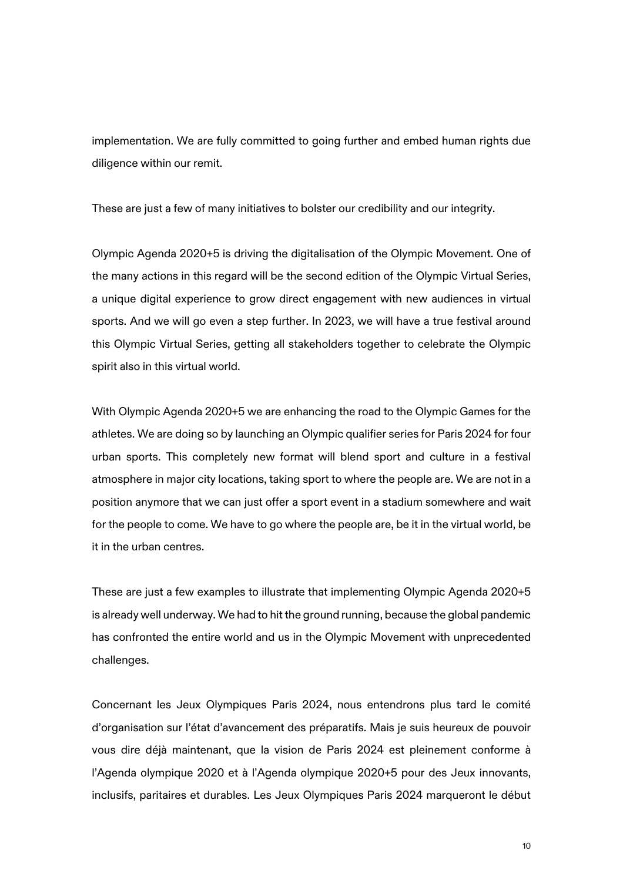implementation. We are fully committed to going further and embed human rights due diligence within our remit.

These are just a few of many initiatives to bolster our credibility and our integrity.

Olympic Agenda 2020+5 is driving the digitalisation of the Olympic Movement. One of the many actions in this regard will be the second edition of the Olympic Virtual Series, a unique digital experience to grow direct engagement with new audiences in virtual sports. And we will go even a step further. In 2023, we will have a true festival around this Olympic Virtual Series, getting all stakeholders together to celebrate the Olympic spirit also in this virtual world.

With Olympic Agenda 2020+5 we are enhancing the road to the Olympic Games for the athletes. We are doing so by launching an Olympic qualifier series for Paris 2024 for four urban sports. This completely new format will blend sport and culture in a festival atmosphere in major city locations, taking sport to where the people are. We are not in a position anymore that we can just offer a sport event in a stadium somewhere and wait for the people to come. We have to go where the people are, be it in the virtual world, be it in the urban centres.

These are just a few examples to illustrate that implementing Olympic Agenda 2020+5 is already well underway. We had to hit the ground running, because the global pandemic has confronted the entire world and us in the Olympic Movement with unprecedented challenges.

Concernant les Jeux Olympiques Paris 2024, nous entendrons plus tard le comité d'organisation sur l'état d'avancement des préparatifs. Mais je suis heureux de pouvoir vous dire déjà maintenant, que la vision de Paris 2024 est pleinement conforme à l'Agenda olympique 2020 et à l'Agenda olympique 2020+5 pour des Jeux innovants, inclusifs, paritaires et durables. Les Jeux Olympiques Paris 2024 marqueront le début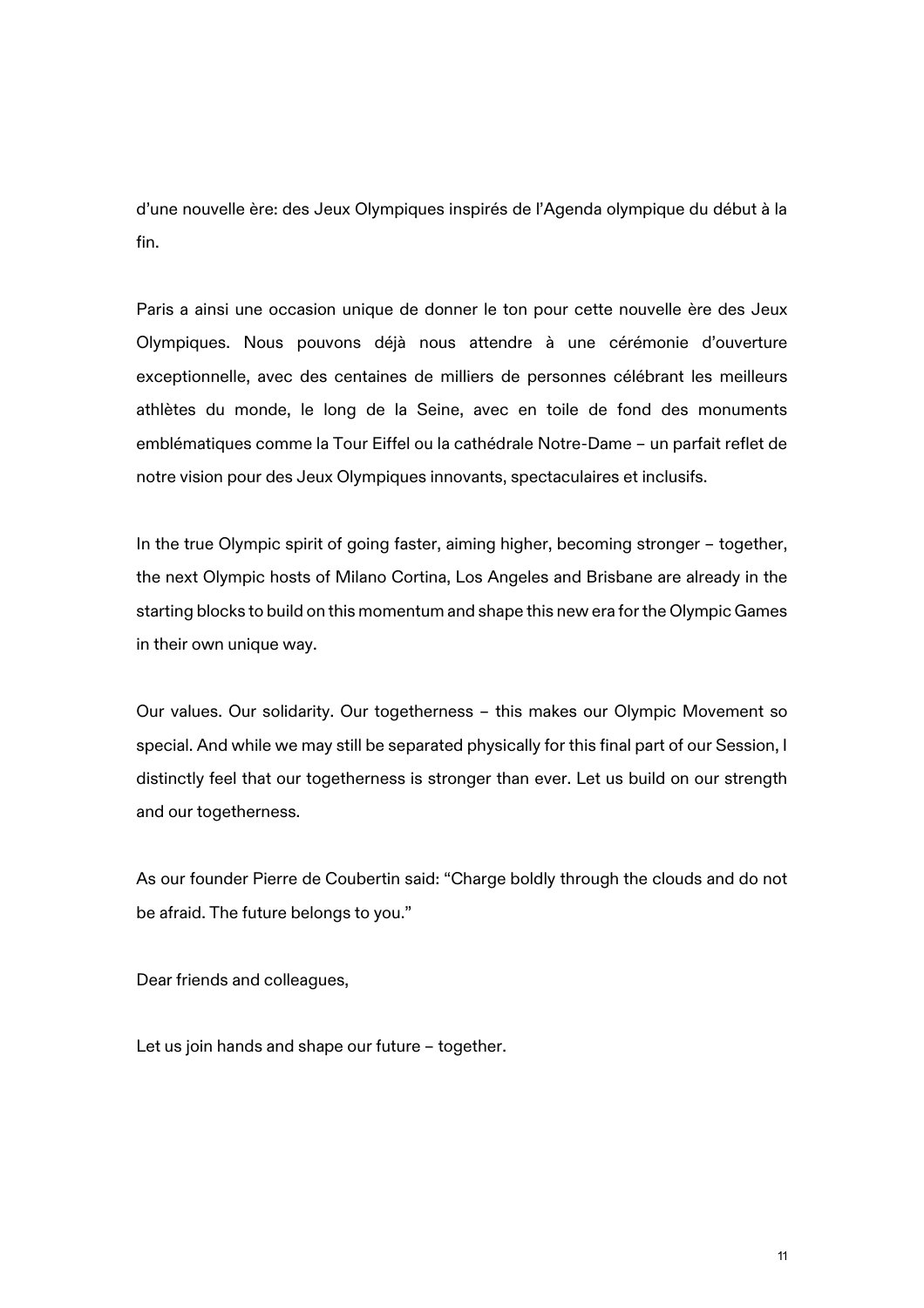d'une nouvelle ère: des Jeux Olympiques inspirés de l'Agenda olympique du début à la fin.

Paris a ainsi une occasion unique de donner le ton pour cette nouvelle ère des Jeux Olympiques. Nous pouvons déjà nous attendre à une cérémonie d'ouverture exceptionnelle, avec des centaines de milliers de personnes célébrant les meilleurs athlètes du monde, le long de la Seine, avec en toile de fond des monuments emblématiques comme la Tour Eiffel ou la cathédrale Notre-Dame – un parfait reflet de notre vision pour des Jeux Olympiques innovants, spectaculaires et inclusifs.

In the true Olympic spirit of going faster, aiming higher, becoming stronger – together, the next Olympic hosts of Milano Cortina, Los Angeles and Brisbane are already in the starting blocks to build on this momentum and shape this new era for the Olympic Games in their own unique way.

Our values. Our solidarity. Our togetherness – this makes our Olympic Movement so special. And while we may still be separated physically for this final part of our Session, I distinctly feel that our togetherness is stronger than ever. Let us build on our strength and our togetherness.

As our founder Pierre de Coubertin said: "Charge boldly through the clouds and do not be afraid. The future belongs to you."

Dear friends and colleagues,

Let us join hands and shape our future – together.